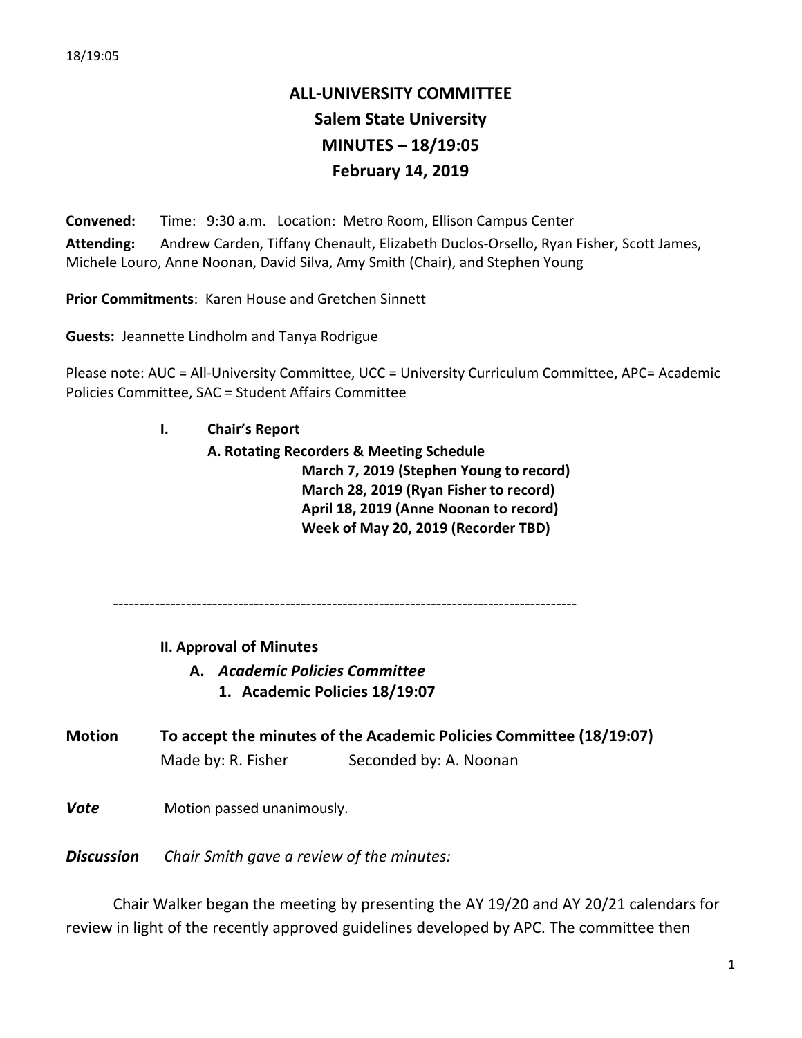# ALL-UNIVERSITY COMMITTEE
# Salem State University
# MINUTES – 18/19:05
# February 14, 2019

**Convened:** Time: 9:30 a.m. Location: Metro Room, Ellison Campus Center

**Attending:** Andrew Carden, Tiffany Chenault, Elizabeth Duclos-Orsello, Ryan Fisher, Scott James, Michele Louro, Anne Noonan, David Silva, Amy Smith (Chair), and Stephen Young

**Prior Commitments**: Karen House and Gretchen Sinnett

**Guests:** Jeannette Lindholm and Tanya Rodrigue

Please note: AUC = All-University Committee, UCC = University Curriculum Committee, APC= Academic Policies Committee, SAC = Student Affairs Committee

## I. Chair's Report

**A. Rotating Recorders & Meeting Schedule**

**March 7, 2019 (Stephen Young to record)**
**March 28, 2019 (Ryan Fisher to record)**
**April 18, 2019 (Anne Noonan to record)**
**Week of May 20, 2019 (Recorder TBD)**

---

## II. Approval of Minutes

**A. *Academic Policies Committee***

**1. Academic Policies 18/19:07**

**Motion** **To accept the minutes of the Academic Policies Committee (18/19:07)**
Made by: R. Fisher Seconded by: A. Noonan

***Vote*** Motion passed unanimously.

***Discussion*** *Chair Smith gave a review of the minutes:*

Chair Walker began the meeting by presenting the AY 19/20 and AY 20/21 calendars for review in light of the recently approved guidelines developed by APC. The committee then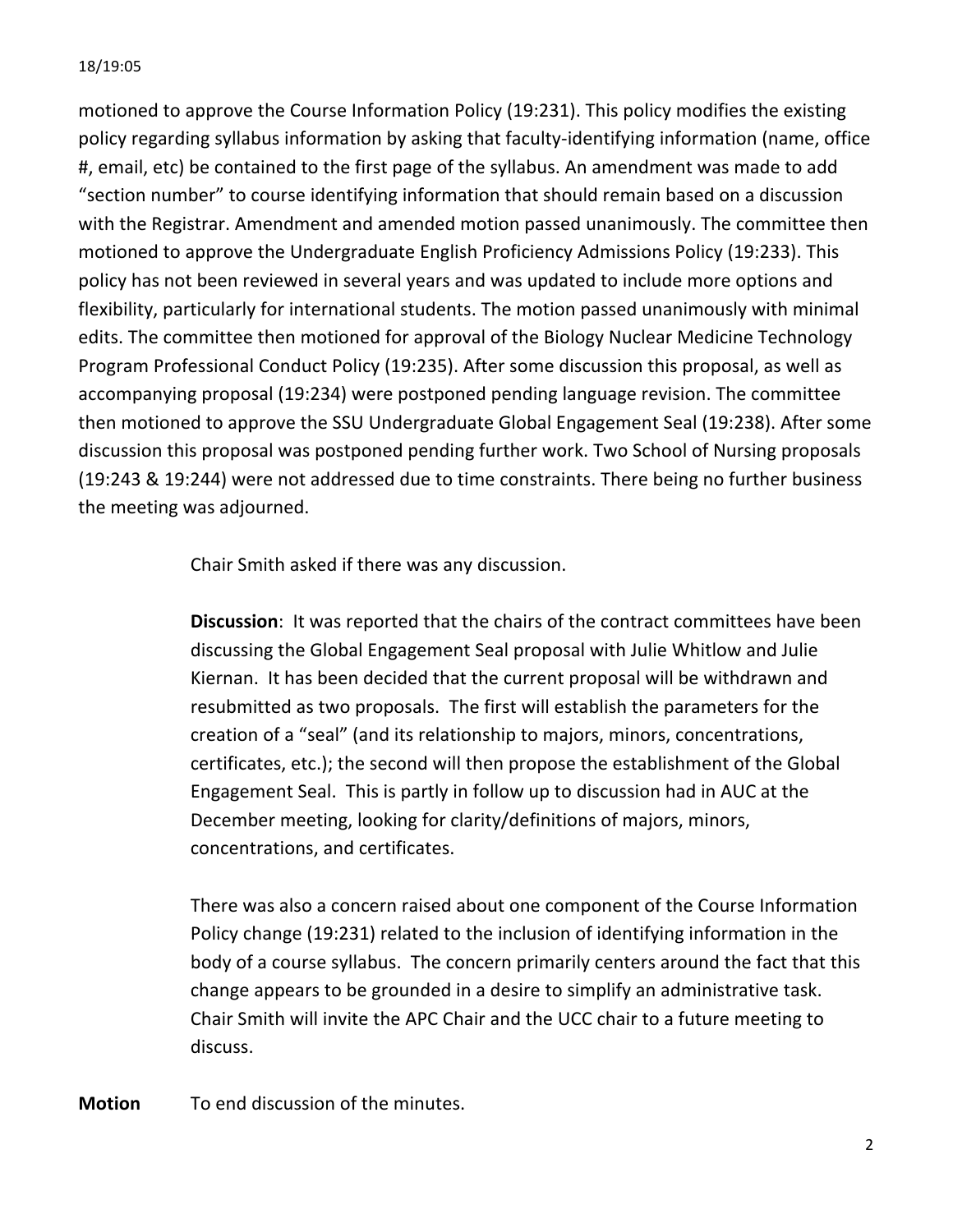motioned to approve the Course Information Policy (19:231). This policy modifies the existing policy regarding syllabus information by asking that faculty-identifying information (name, office #, email, etc) be contained to the first page of the syllabus. An amendment was made to add "section number" to course identifying information that should remain based on a discussion with the Registrar. Amendment and amended motion passed unanimously. The committee then motioned to approve the Undergraduate English Proficiency Admissions Policy (19:233). This policy has not been reviewed in several years and was updated to include more options and flexibility, particularly for international students. The motion passed unanimously with minimal edits. The committee then motioned for approval of the Biology Nuclear Medicine Technology Program Professional Conduct Policy (19:235). After some discussion this proposal, as well as accompanying proposal (19:234) were postponed pending language revision. The committee then motioned to approve the SSU Undergraduate Global Engagement Seal (19:238). After some discussion this proposal was postponed pending further work. Two School of Nursing proposals (19:243 & 19:244) were not addressed due to time constraints. There being no further business the meeting was adjourned.

Chair Smith asked if there was any discussion.

**Discussion**: It was reported that the chairs of the contract committees have been discussing the Global Engagement Seal proposal with Julie Whitlow and Julie Kiernan. It has been decided that the current proposal will be withdrawn and resubmitted as two proposals. The first will establish the parameters for the creation of a "seal" (and its relationship to majors, minors, concentrations, certificates, etc.); the second will then propose the establishment of the Global Engagement Seal. This is partly in follow up to discussion had in AUC at the December meeting, looking for clarity/definitions of majors, minors, concentrations, and certificates.

There was also a concern raised about one component of the Course Information Policy change (19:231) related to the inclusion of identifying information in the body of a course syllabus. The concern primarily centers around the fact that this change appears to be grounded in a desire to simplify an administrative task. Chair Smith will invite the APC Chair and the UCC chair to a future meeting to discuss.

**Motion** To end discussion of the minutes.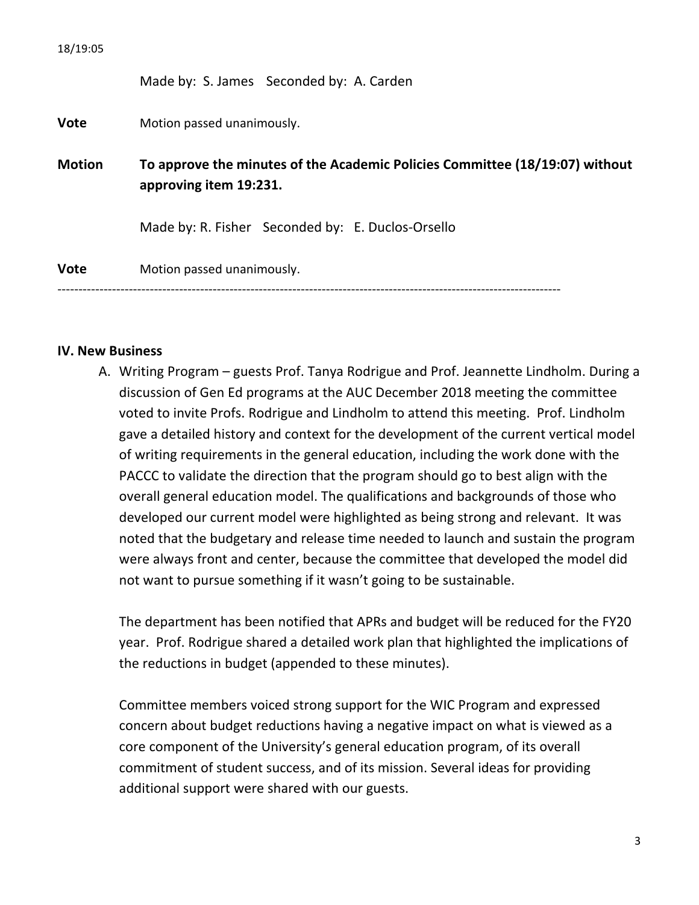Made by: S. James Seconded by: A. Carden

**Vote** Motion passed unanimously.

**Motion** **To approve the minutes of the Academic Policies Committee (18/19:07) without approving item 19:231.**

Made by: R. Fisher Seconded by: E. Duclos-Orsello

**Vote** Motion passed unanimously.

---

## IV. New Business

A. Writing Program – guests Prof. Tanya Rodrigue and Prof. Jeannette Lindholm. During a discussion of Gen Ed programs at the AUC December 2018 meeting the committee voted to invite Profs. Rodrigue and Lindholm to attend this meeting. Prof. Lindholm gave a detailed history and context for the development of the current vertical model of writing requirements in the general education, including the work done with the PACCC to validate the direction that the program should go to best align with the overall general education model. The qualifications and backgrounds of those who developed our current model were highlighted as being strong and relevant. It was noted that the budgetary and release time needed to launch and sustain the program were always front and center, because the committee that developed the model did not want to pursue something if it wasn't going to be sustainable.

   The department has been notified that APRs and budget will be reduced for the FY20 year. Prof. Rodrigue shared a detailed work plan that highlighted the implications of the reductions in budget (appended to these minutes).

   Committee members voiced strong support for the WIC Program and expressed concern about budget reductions having a negative impact on what is viewed as a core component of the University's general education program, of its overall commitment of student success, and of its mission. Several ideas for providing additional support were shared with our guests.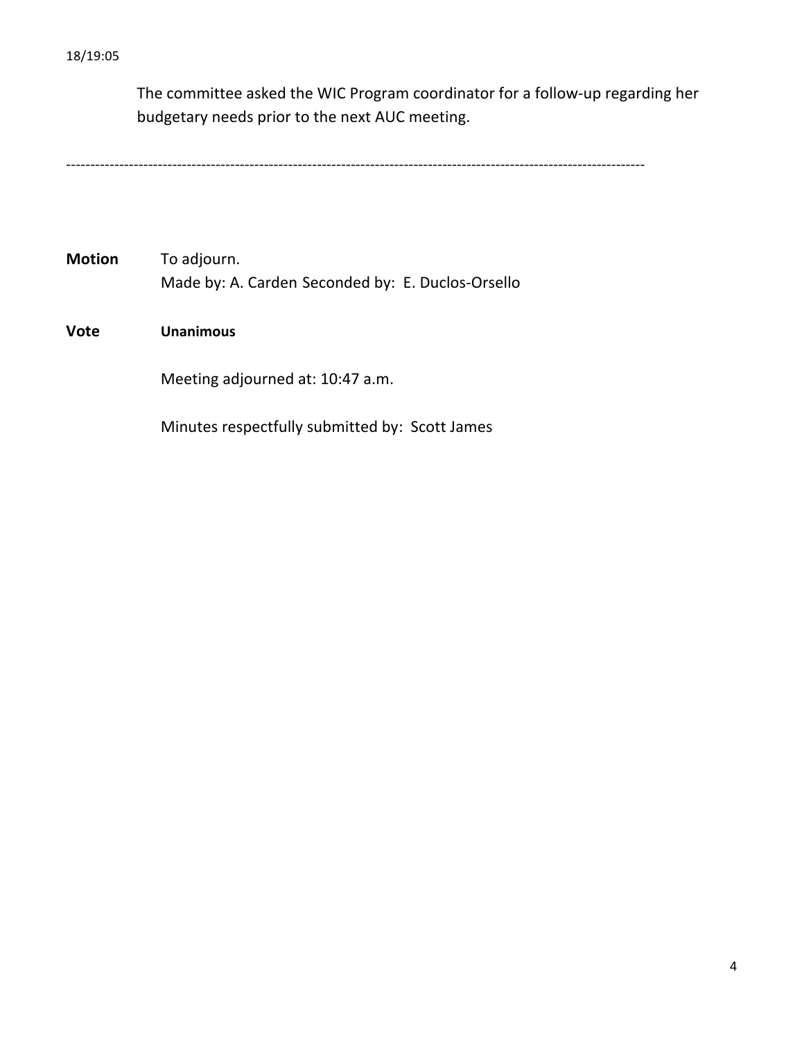18/19:05

The committee asked the WIC Program coordinator for a follow-up regarding her budgetary needs prior to the next AUC meeting.

---

**Motion** To adjourn.
Made by: A. Carden Seconded by: E. Duclos-Orsello

**Vote** **Unanimous**

Meeting adjourned at: 10:47 a.m.

Minutes respectfully submitted by: Scott James